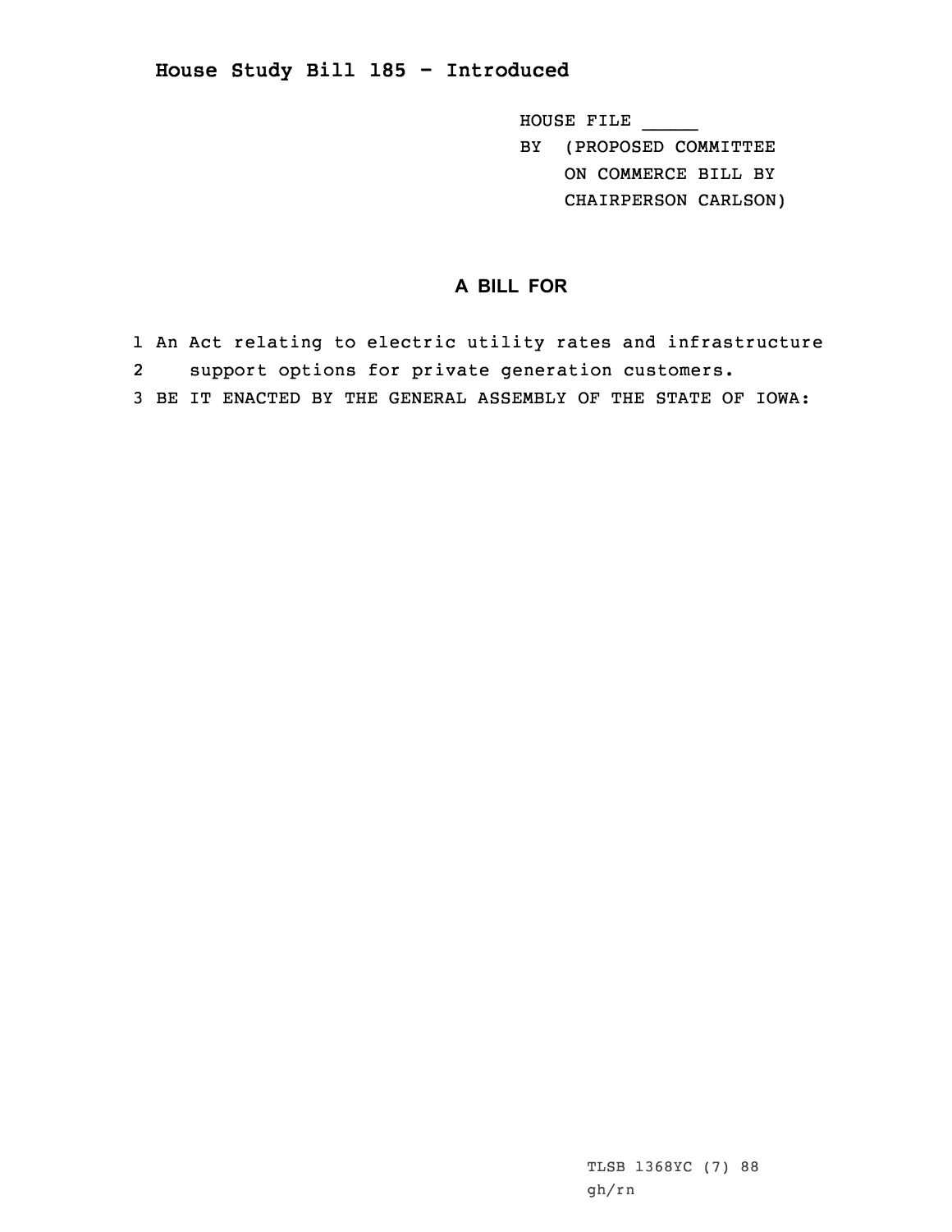## House Study Bill 185 - Introduced

HOUSE FILE _____
BY (PROPOSED COMMITTEE
ON COMMERCE BILL BY
CHAIRPERSON CARLSON)

### A BILL FOR

1 An Act relating to electric utility rates and infrastructure
2 support options for private generation customers.
3 BE IT ENACTED BY THE GENERAL ASSEMBLY OF THE STATE OF IOWA:

TLSB 1368YC (7) 88
gh/rn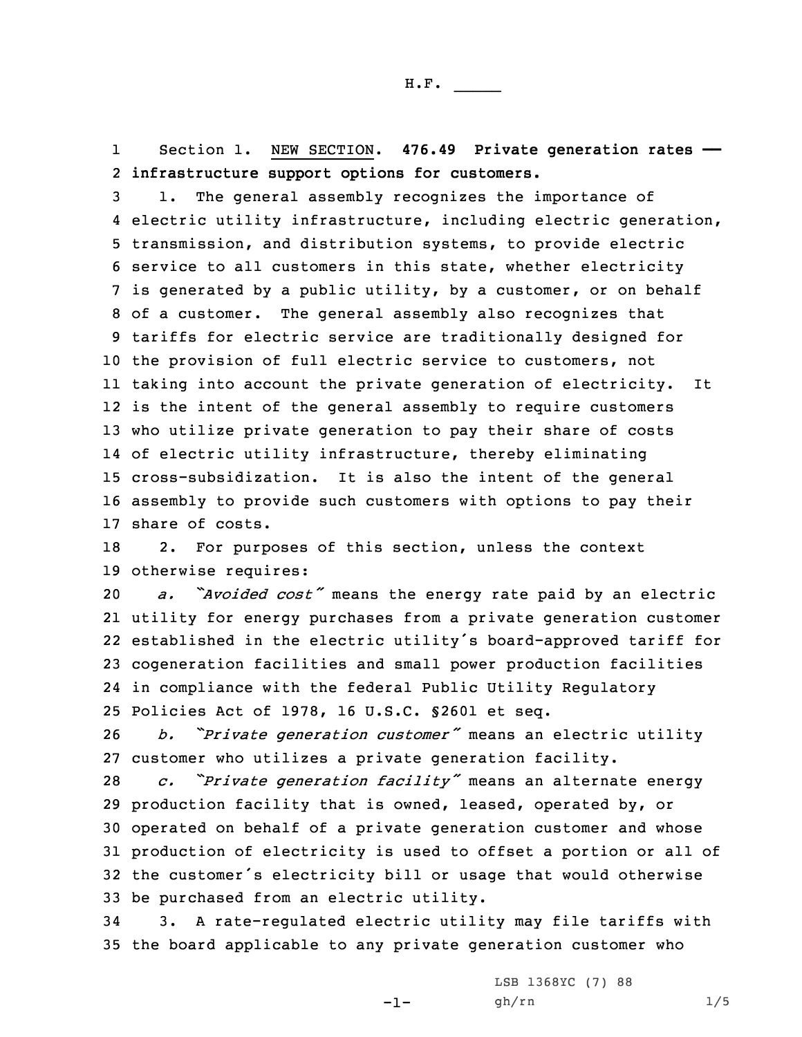Section 1. NEW SECTION. **476.49 Private generation rates — infrastructure support options for customers.**

1. The general assembly recognizes the importance of electric utility infrastructure, including electric generation, transmission, and distribution systems, to provide electric service to all customers in this state, whether electricity is generated by a public utility, by a customer, or on behalf of a customer. The general assembly also recognizes that tariffs for electric service are traditionally designed for the provision of full electric service to customers, not taking into account the private generation of electricity. It is the intent of the general assembly to require customers who utilize private generation to pay their share of costs of electric utility infrastructure, thereby eliminating cross-subsidization. It is also the intent of the general assembly to provide such customers with options to pay their share of costs.

2. For purposes of this section, unless the context otherwise requires:

*a. "Avoided cost"* means the energy rate paid by an electric utility for energy purchases from a private generation customer established in the electric utility's board-approved tariff for cogeneration facilities and small power production facilities in compliance with the federal Public Utility Regulatory Policies Act of 1978, 16 U.S.C. §2601 et seq.

*b. "Private generation customer"* means an electric utility customer who utilizes a private generation facility.

*c. "Private generation facility"* means an alternate energy production facility that is owned, leased, operated by, or operated on behalf of a private generation customer and whose production of electricity is used to offset a portion or all of the customer's electricity bill or usage that would otherwise be purchased from an electric utility.

3. A rate-regulated electric utility may file tariffs with the board applicable to any private generation customer who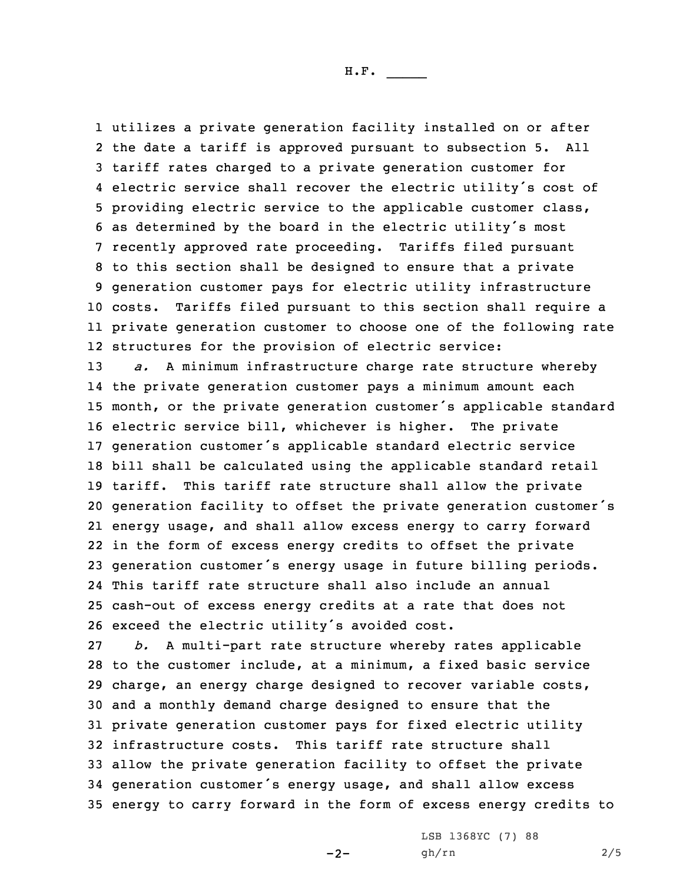utilizes a private generation facility installed on or after the date a tariff is approved pursuant to subsection 5. All tariff rates charged to a private generation customer for electric service shall recover the electric utility's cost of providing electric service to the applicable customer class, as determined by the board in the electric utility's most recently approved rate proceeding. Tariffs filed pursuant to this section shall be designed to ensure that a private generation customer pays for electric utility infrastructure costs. Tariffs filed pursuant to this section shall require a private generation customer to choose one of the following rate structures for the provision of electric service:

*a.* A minimum infrastructure charge rate structure whereby the private generation customer pays a minimum amount each month, or the private generation customer's applicable standard electric service bill, whichever is higher. The private generation customer's applicable standard electric service bill shall be calculated using the applicable standard retail tariff. This tariff rate structure shall allow the private generation facility to offset the private generation customer's energy usage, and shall allow excess energy to carry forward in the form of excess energy credits to offset the private generation customer's energy usage in future billing periods. This tariff rate structure shall also include an annual cash-out of excess energy credits at a rate that does not exceed the electric utility's avoided cost.

*b.* A multi-part rate structure whereby rates applicable to the customer include, at a minimum, a fixed basic service charge, an energy charge designed to recover variable costs, and a monthly demand charge designed to ensure that the private generation customer pays for fixed electric utility infrastructure costs. This tariff rate structure shall allow the private generation facility to offset the private generation customer's energy usage, and shall allow excess energy to carry forward in the form of excess energy credits to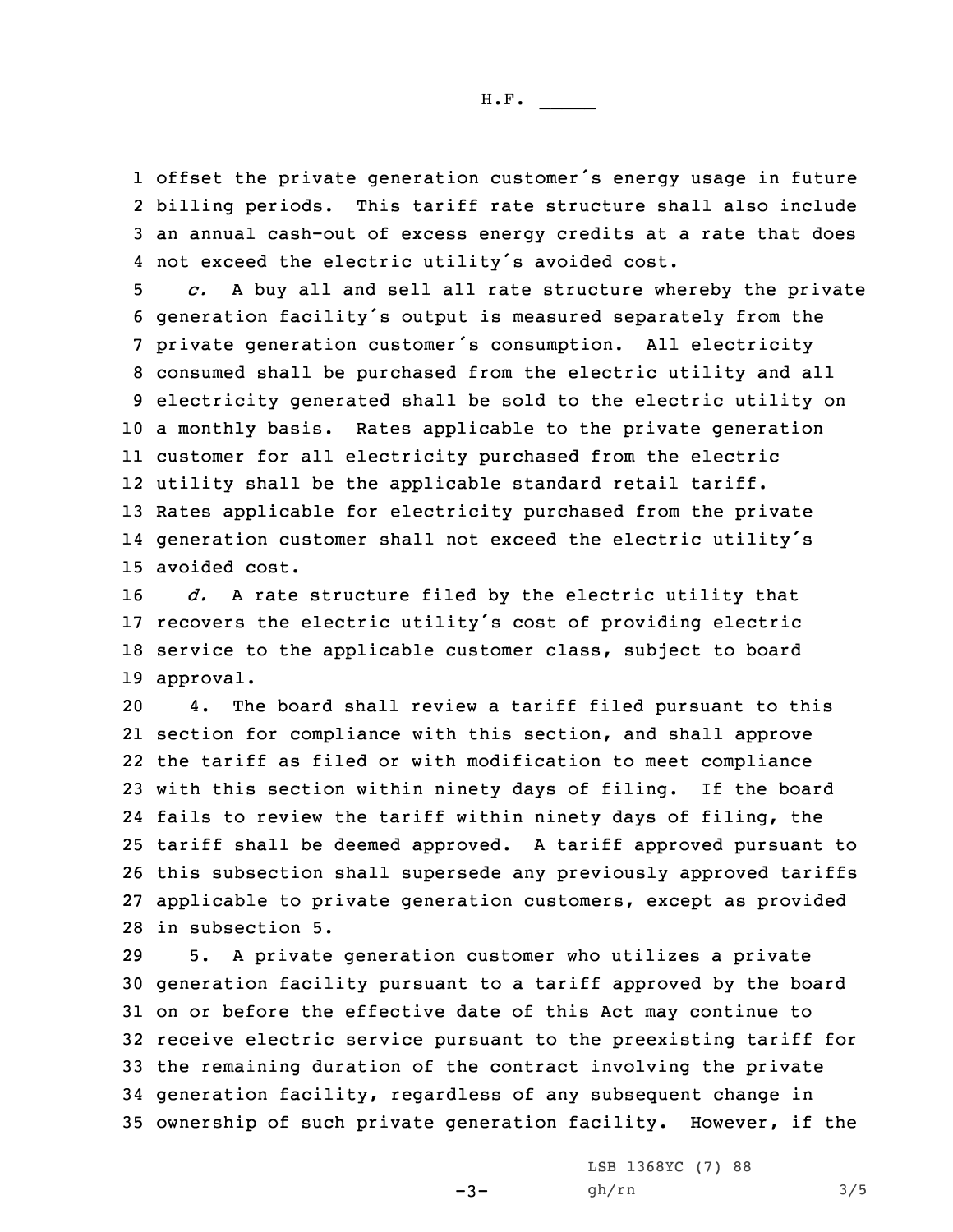offset the private generation customer's energy usage in future billing periods. This tariff rate structure shall also include an annual cash-out of excess energy credits at a rate that does not exceed the electric utility's avoided cost.

*c.* A buy all and sell all rate structure whereby the private generation facility's output is measured separately from the private generation customer's consumption. All electricity consumed shall be purchased from the electric utility and all electricity generated shall be sold to the electric utility on a monthly basis. Rates applicable to the private generation customer for all electricity purchased from the electric utility shall be the applicable standard retail tariff. Rates applicable for electricity purchased from the private generation customer shall not exceed the electric utility's avoided cost.

*d.* A rate structure filed by the electric utility that recovers the electric utility's cost of providing electric service to the applicable customer class, subject to board approval.

4. The board shall review a tariff filed pursuant to this section for compliance with this section, and shall approve the tariff as filed or with modification to meet compliance with this section within ninety days of filing. If the board fails to review the tariff within ninety days of filing, the tariff shall be deemed approved. A tariff approved pursuant to this subsection shall supersede any previously approved tariffs applicable to private generation customers, except as provided in subsection 5.

5. A private generation customer who utilizes a private generation facility pursuant to a tariff approved by the board on or before the effective date of this Act may continue to receive electric service pursuant to the preexisting tariff for the remaining duration of the contract involving the private generation facility, regardless of any subsequent change in ownership of such private generation facility. However, if the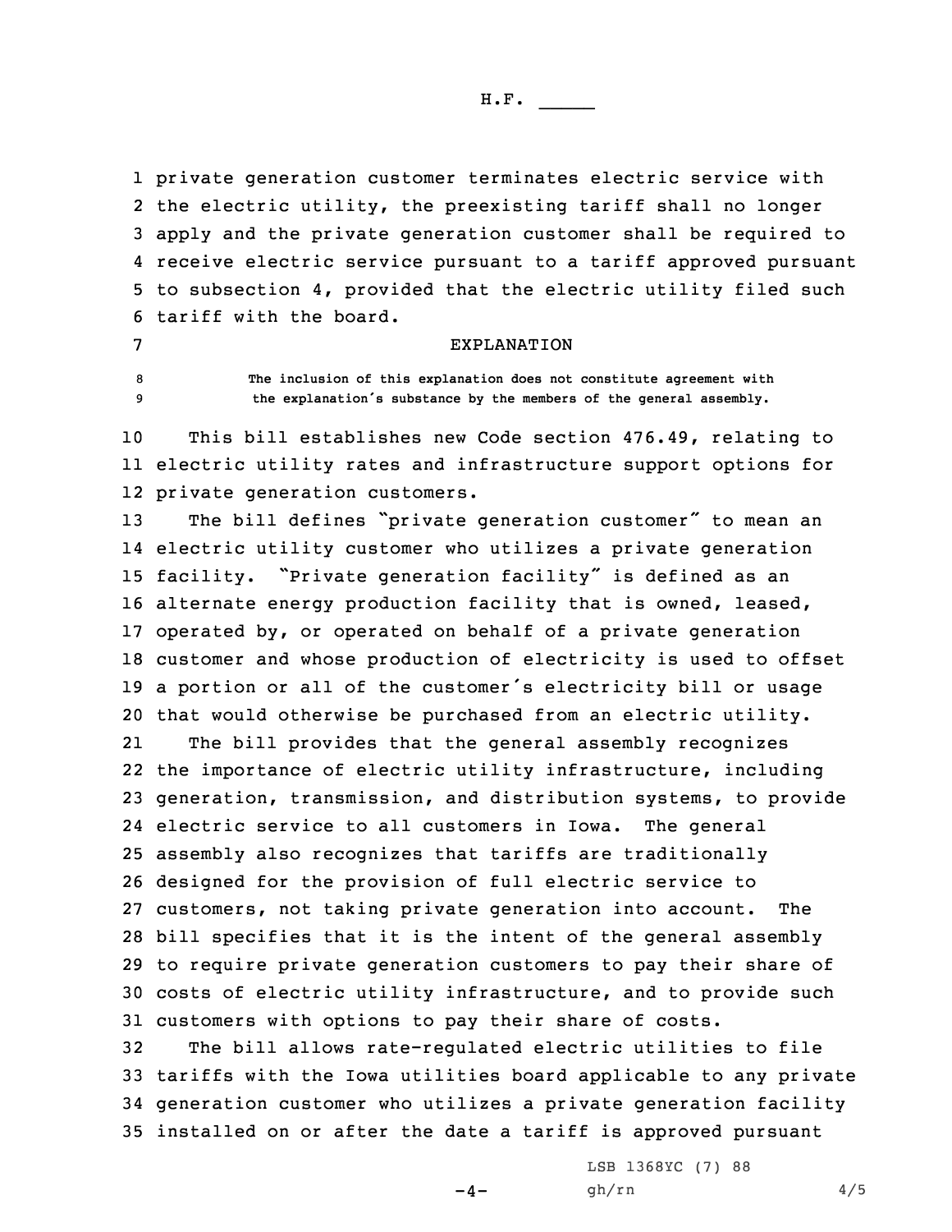private generation customer terminates electric service with the electric utility, the preexisting tariff shall no longer apply and the private generation customer shall be required to receive electric service pursuant to a tariff approved pursuant to subsection 4, provided that the electric utility filed such tariff with the board.

## EXPLANATION

The inclusion of this explanation does not constitute agreement with the explanation's substance by the members of the general assembly.

This bill establishes new Code section 476.49, relating to electric utility rates and infrastructure support options for private generation customers.

The bill defines "private generation customer" to mean an electric utility customer who utilizes a private generation facility. "Private generation facility" is defined as an alternate energy production facility that is owned, leased, operated by, or operated on behalf of a private generation customer and whose production of electricity is used to offset a portion or all of the customer's electricity bill or usage that would otherwise be purchased from an electric utility.

The bill provides that the general assembly recognizes the importance of electric utility infrastructure, including generation, transmission, and distribution systems, to provide electric service to all customers in Iowa. The general assembly also recognizes that tariffs are traditionally designed for the provision of full electric service to customers, not taking private generation into account. The bill specifies that it is the intent of the general assembly to require private generation customers to pay their share of costs of electric utility infrastructure, and to provide such customers with options to pay their share of costs.

The bill allows rate-regulated electric utilities to file tariffs with the Iowa utilities board applicable to any private generation customer who utilizes a private generation facility installed on or after the date a tariff is approved pursuant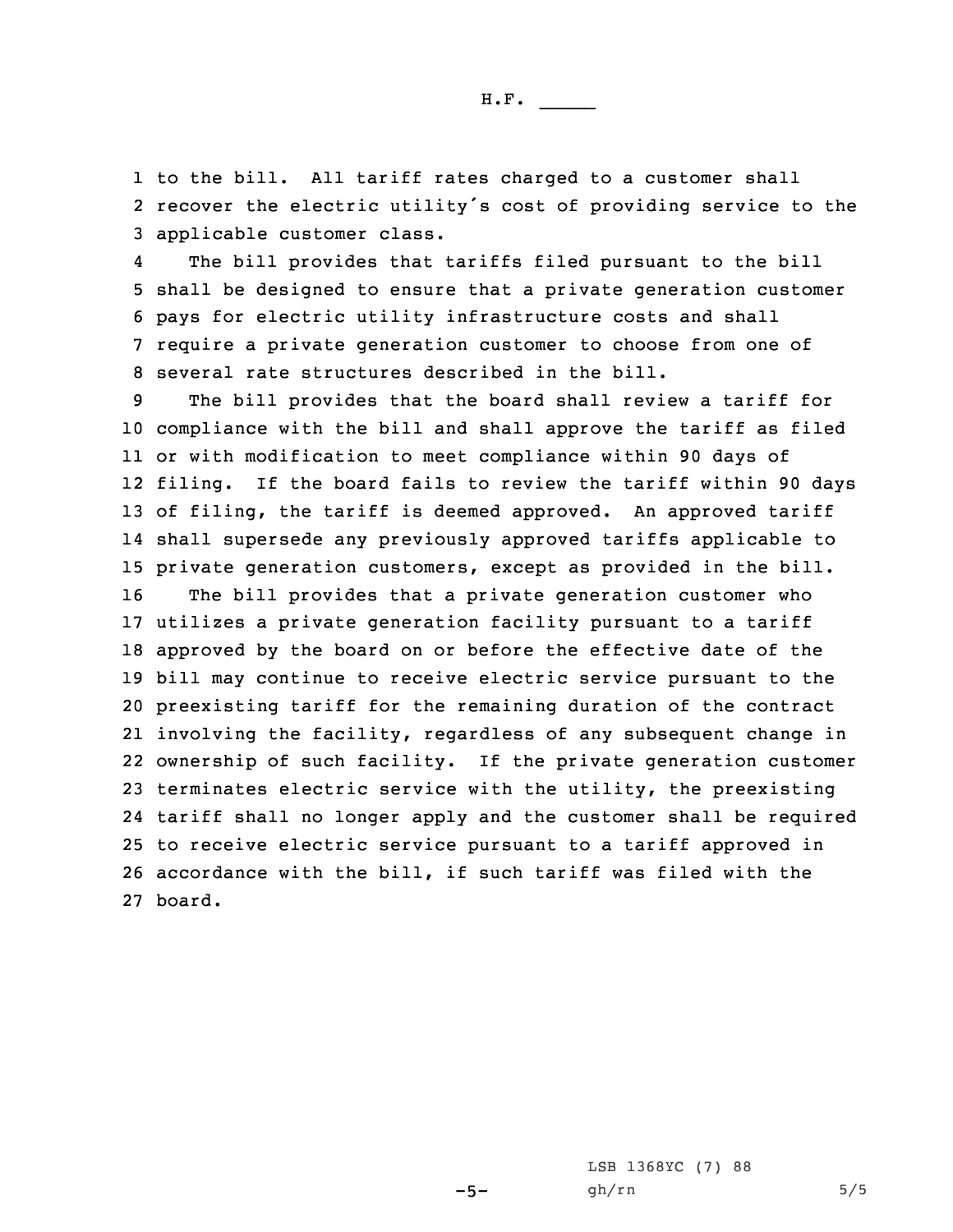to the bill. All tariff rates charged to a customer shall recover the electric utility's cost of providing service to the applicable customer class.

The bill provides that tariffs filed pursuant to the bill shall be designed to ensure that a private generation customer pays for electric utility infrastructure costs and shall require a private generation customer to choose from one of several rate structures described in the bill.

The bill provides that the board shall review a tariff for compliance with the bill and shall approve the tariff as filed or with modification to meet compliance within 90 days of filing. If the board fails to review the tariff within 90 days of filing, the tariff is deemed approved. An approved tariff shall supersede any previously approved tariffs applicable to private generation customers, except as provided in the bill.

The bill provides that a private generation customer who utilizes a private generation facility pursuant to a tariff approved by the board on or before the effective date of the bill may continue to receive electric service pursuant to the preexisting tariff for the remaining duration of the contract involving the facility, regardless of any subsequent change in ownership of such facility. If the private generation customer terminates electric service with the utility, the preexisting tariff shall no longer apply and the customer shall be required to receive electric service pursuant to a tariff approved in accordance with the bill, if such tariff was filed with the board.

LSB 1368YC (7) 88
gh/rn